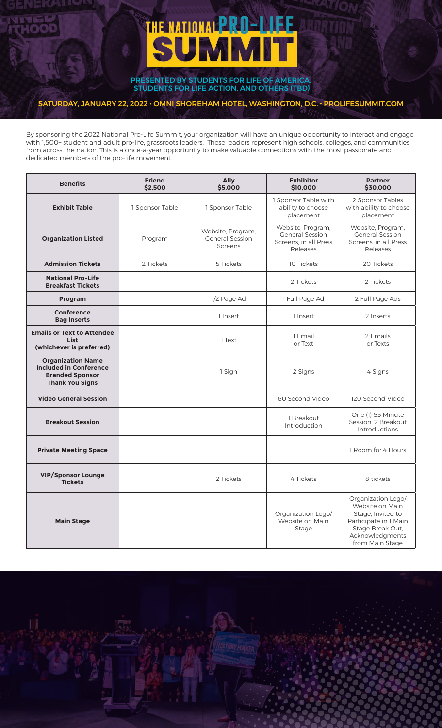# THE NATIONAL PRO-LIFE SUMMIT

**PRESENTED BY STUDENTS FOR LIFE OF AMERICA, STUDENTS FOR LIFE ACTION, AND OTHERS (TBD)**

**SATURDAY, JANUARY 22, 2022 • OMNI SHOREHAM HOTEL, WASHINGTON, D.C. • PROLIFESUMMIT.COM**

By sponsoring the 2022 National Pro-Life Summit, your organization will have an unique opportunity to interact and engage with 1,500+ student and adult pro-life, grassroots leaders. These leaders represent high schools, colleges, and communities from across the nation. This is a once-a-year opportunity to make valuable connections with the most passionate and dedicated members of the pro-life movement.

| Benefits | Friend $2,500 | Ally $5,000 | Exhibitor $10,000 | Partner $30,000 |
|---|---|---|---|---|
| **Exhibit Table** | 1 Sponsor Table | 1 Sponsor Table | 1 Sponsor Table with ability to choose placement | 2 Sponsor Tables with ability to choose placement |
| **Organization Listed** | Program | Website, Program, General Session Screens | Website, Program, General Session Screens, in all Press Releases | Website, Program, General Session Screens, in all Press Releases |
| **Admission Tickets** | 2 Tickets | 5 Tickets | 10 Tickets | 20 Tickets |
| **National Pro-Life Breakfast Tickets** | | | 2 Tickets | 2 Tickets |
| **Program** | | 1/2 Page Ad | 1 Full Page Ad | 2 Full Page Ads |
| **Conference Bag Inserts** | | 1 Insert | 1 Insert | 2 Inserts |
| **Emails or Text to Attendee List (whichever is preferred)** | | 1 Text | 1 Email or Text | 2 Emails or Texts |
| **Organization Name Included in Conference Branded Sponsor Thank You Signs** | | 1 Sign | 2 Signs | 4 Signs |
| **Video General Session** | | | 60 Second Video | 120 Second Video |
| **Breakout Session** | | | 1 Breakout Introduction | One (1) 55 Minute Session, 2 Breakout Introductions |
| **Private Meeting Space** | | | | 1 Room for 4 Hours |
| **VIP/Sponsor Lounge Tickets** | | 2 Tickets | 4 Tickets | 8 tickets |
| **Main Stage** | | | Organization Logo/ Website on Main Stage | Organization Logo/ Website on Main Stage, Invited to Participate in 1 Main Stage Break Out, Acknowledgments from Main Stage |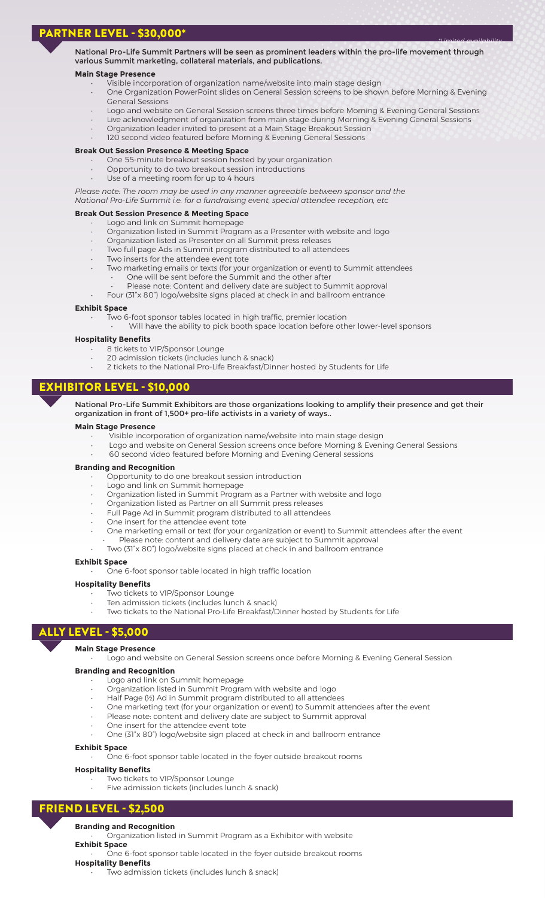## PARTNER LEVEL - $30,000*

*Limited availability

National Pro-Life Summit Partners will be seen as prominent leaders within the pro-life movement through various Summit marketing, collateral materials, and publications.

**Main Stage Presence**

- Visible incorporation of organization name/website into main stage design
- One Organization PowerPoint slides on General Session screens to be shown before Morning & Evening General Sessions
- Logo and website on General Session screens three times before Morning & Evening General Sessions
- Live acknowledgment of organization from main stage during Morning & Evening General Sessions
- Organization leader invited to present at a Main Stage Breakout Session
- 120 second video featured before Morning & Evening General Sessions

**Break Out Session Presence & Meeting Space**

- One 55-minute breakout session hosted by your organization
- Opportunity to do two breakout session introductions
- Use of a meeting room for up to 4 hours

*Please note: The room may be used in any manner agreeable between sponsor and the National Pro-Life Summit i.e. for a fundraising event, special attendee reception, etc*

**Break Out Session Presence & Meeting Space**

- Logo and link on Summit homepage
- Organization listed in Summit Program as a Presenter with website and logo
- Organization listed as Presenter on all Summit press releases
- Two full page Ads in Summit program distributed to all attendees
- Two inserts for the attendee event tote
- Two marketing emails or texts (for your organization or event) to Summit attendees
  - One will be sent before the Summit and the other after
  - Please note: Content and delivery date are subject to Summit approval
- Four (31"x 80") logo/website signs placed at check in and ballroom entrance

**Exhibit Space**

- Two 6-foot sponsor tables located in high traffic, premier location
  - Will have the ability to pick booth space location before other lower-level sponsors

**Hospitality Benefits**

- 8 tickets to VIP/Sponsor Lounge
- 20 admission tickets (includes lunch & snack)
- 2 tickets to the National Pro-Life Breakfast/Dinner hosted by Students for Life

## EXHIBITOR LEVEL - $10,000

National Pro-Life Summit Exhibitors are those organizations looking to amplify their presence and get their organization in front of 1,500+ pro-life activists in a variety of ways..

**Main Stage Presence**

- Visible incorporation of organization name/website into main stage design
- Logo and website on General Session screens once before Morning & Evening General Sessions
- 60 second video featured before Morning and Evening General sessions

**Branding and Recognition**

- Opportunity to do one breakout session introduction
- Logo and link on Summit homepage
- Organization listed in Summit Program as a Partner with website and logo
- Organization listed as Partner on all Summit press releases
- Full Page Ad in Summit program distributed to all attendees
- One insert for the attendee event tote
- One marketing email or text (for your organization or event) to Summit attendees after the event
  - Please note: content and delivery date are subject to Summit approval
- Two (31"x 80") logo/website signs placed at check in and ballroom entrance

**Exhibit Space**

- One 6-foot sponsor table located in high traffic location

**Hospitality Benefits**

- Two tickets to VIP/Sponsor Lounge
- Ten admission tickets (includes lunch & snack)
- Two tickets to the National Pro-Life Breakfast/Dinner hosted by Students for Life

## ALLY LEVEL - $5,000

**Main Stage Presence**

- Logo and website on General Session screens once before Morning & Evening General Session

**Branding and Recognition**

- Logo and link on Summit homepage
- Organization listed in Summit Program with website and logo
- Half Page (½) Ad in Summit program distributed to all attendees
- One marketing text (for your organization or event) to Summit attendees after the event
- Please note: content and delivery date are subject to Summit approval
- One insert for the attendee event tote
- One (31"x 80") logo/website sign placed at check in and ballroom entrance

**Exhibit Space**

- One 6-foot sponsor table located in the foyer outside breakout rooms

**Hospitality Benefits**

- Two tickets to VIP/Sponsor Lounge
- Five admission tickets (includes lunch & snack)

## FRIEND LEVEL - $2,500

**Branding and Recognition**

- Organization listed in Summit Program as a Exhibitor with website

**Exhibit Space**

- One 6-foot sponsor table located in the foyer outside breakout rooms

**Hospitality Benefits**

- Two admission tickets (includes lunch & snack)